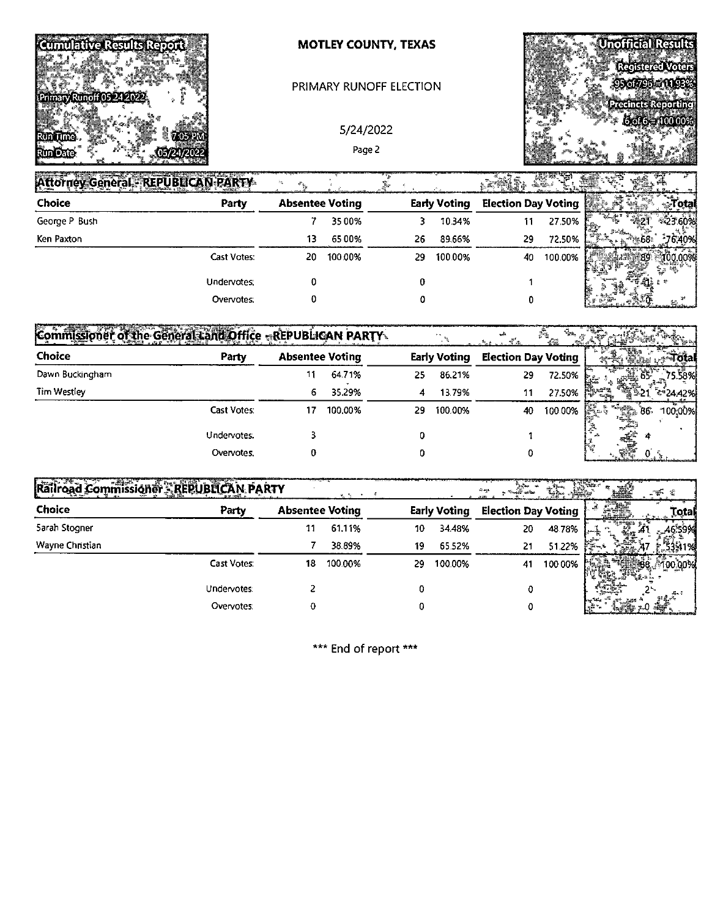Cumulative Results Report

Primary Runoff 05 24 2022

Run Time 7:05 PM

Run Date 05/24/2022

# MOTLEY COUNTY, TEXAS

PRIMARY RUNOFF ELECTION

5/24/2022

Unofficial Results

Registered Voters 95 of 796 = 11.93%

Precincts Reporting 6 of 6 = 100.00%

## Attorney General - REPUBLICAN PARTY

| Choice | Party | Absentee Voting | | Early Voting | | Election Day Voting | | Total | |
|---|---|---|---|---|---|---|---|---|---|
| George P Bush | | 7 | 35.00% | 3 | 10.34% | 11 | 27.50% | 21 | 23.60% |
| Ken Paxton | | 13 | 65.00% | 26 | 89.66% | 29 | 72.50% | 68 | 76.40% |
| | Cast Votes: | 20 | 100.00% | 29 | 100.00% | 40 | 100.00% | 89 | 100.00% |
| | Undervotes: | 0 | | 0 | | 1 | | 1 | |
| | Overvotes: | 0 | | 0 | | 0 | | 0 | |

## Commissioner of the General Land Office - REPUBLICAN PARTY

| Choice | Party | Absentee Voting | | Early Voting | | Election Day Voting | | Total | |
|---|---|---|---|---|---|---|---|---|---|
| Dawn Buckingham | | 11 | 64.71% | 25 | 86.21% | 29 | 72.50% | 65 | 75.58% |
| Tim Westley | | 6 | 35.29% | 4 | 13.79% | 11 | 27.50% | 21 | 24.42% |
| | Cast Votes: | 17 | 100.00% | 29 | 100.00% | 40 | 100.00% | 86 | 100.00% |
| | Undervotes: | 3 | | 0 | | 1 | | 4 | |
| | Overvotes: | 0 | | 0 | | 0 | | 0 | |

## Railroad Commissioner - REPUBLICAN PARTY

| Choice | Party | Absentee Voting | | Early Voting | | Election Day Voting | | Total | |
|---|---|---|---|---|---|---|---|---|---|
| Sarah Stogner | | 11 | 61.11% | 10 | 34.48% | 20 | 48.78% | 41 | 46.59% |
| Wayne Christian | | 7 | 38.89% | 19 | 65.52% | 21 | 51.22% | 47 | 53.41% |
| | Cast Votes: | 18 | 100.00% | 29 | 100.00% | 41 | 100.00% | 88 | 100.00% |
| | Undervotes: | 2 | | 0 | | 0 | | 2 | |
| | Overvotes: | 0 | | 0 | | 0 | | 0 | |

*** End of report ***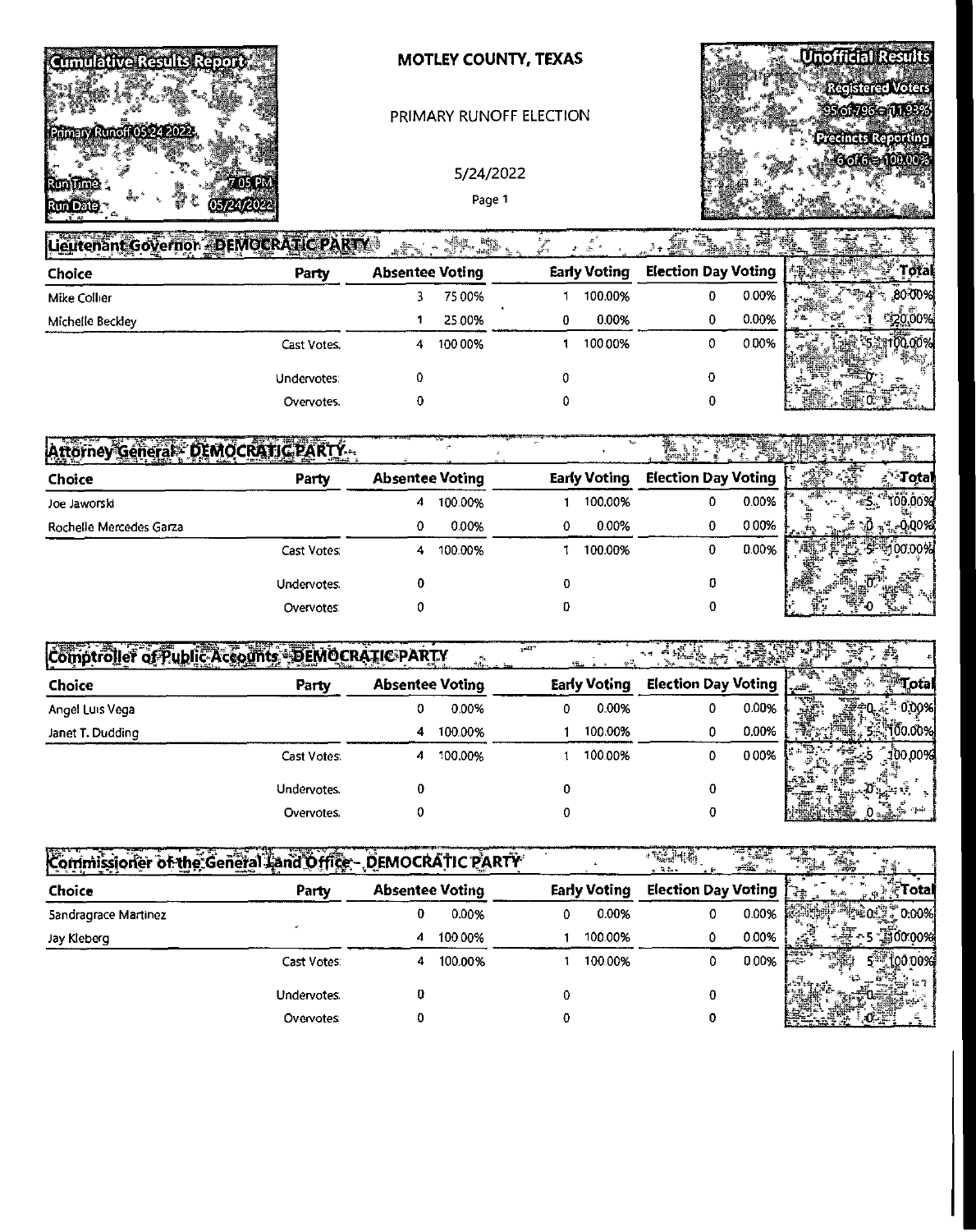# Cumulative Results Report

Primary Runoff 05.24.2022

Run Time 7:05 PM

Run Date 05/24/2022

**MOTLEY COUNTY, TEXAS**

PRIMARY RUNOFF ELECTION

5/24/2022

**Unofficial Results**

Registered Voters

95 of 796 = 11.93%

Precincts Reporting

6 of 6 = 100.00%

## Lieutenant Governor - DEMOCRATIC PARTY

| Choice | Party | Absentee Voting | | Early Voting | | Election Day Voting | | Total | |
|---|---|---|---|---|---|---|---|---|---|
| Mike Collier | | 3 | 75.00% | 1 | 100.00% | 0 | 0.00% | 4 | 80.00% |
| Michelle Beckley | | 1 | 25.00% | 0 | 0.00% | 0 | 0.00% | 1 | 20.00% |
| | Cast Votes: | 4 | 100.00% | 1 | 100.00% | 0 | 0.00% | 5 | 100.00% |
| | Undervotes: | 0 | | 0 | | 0 | | 0 | |
| | Overvotes: | 0 | | 0 | | 0 | | 0 | |

## Attorney General - DEMOCRATIC PARTY

| Choice | Party | Absentee Voting | | Early Voting | | Election Day Voting | | Total | |
|---|---|---|---|---|---|---|---|---|---|
| Joe Jaworski | | 4 | 100.00% | 1 | 100.00% | 0 | 0.00% | 5 | 100.00% |
| Rochelle Mercedes Garza | | 0 | 0.00% | 0 | 0.00% | 0 | 0.00% | 0 | 0.00% |
| | Cast Votes: | 4 | 100.00% | 1 | 100.00% | 0 | 0.00% | 5 | 100.00% |
| | Undervotes: | 0 | | 0 | | 0 | | 0 | |
| | Overvotes: | 0 | | 0 | | 0 | | 0 | |

## Comptroller of Public Accounts - DEMOCRATIC PARTY

| Choice | Party | Absentee Voting | | Early Voting | | Election Day Voting | | Total | |
|---|---|---|---|---|---|---|---|---|---|
| Angel Luis Vega | | 0 | 0.00% | 0 | 0.00% | 0 | 0.00% | 0 | 0.00% |
| Janet T. Dudding | | 4 | 100.00% | 1 | 100.00% | 0 | 0.00% | 5 | 100.00% |
| | Cast Votes: | 4 | 100.00% | 1 | 100.00% | 0 | 0.00% | 5 | 100.00% |
| | Undervotes: | 0 | | 0 | | 0 | | 0 | |
| | Overvotes: | 0 | | 0 | | 0 | | 0 | |

## Commissioner of the General Land Office - DEMOCRATIC PARTY

| Choice | Party | Absentee Voting | | Early Voting | | Election Day Voting | | Total | |
|---|---|---|---|---|---|---|---|---|---|
| Sandragrace Martinez | | 0 | 0.00% | 0 | 0.00% | 0 | 0.00% | 0 | 0.00% |
| Jay Kleberg | | 4 | 100.00% | 1 | 100.00% | 0 | 0.00% | 5 | 100.00% |
| | Cast Votes: | 4 | 100.00% | 1 | 100.00% | 0 | 0.00% | 5 | 100.00% |
| | Undervotes: | 0 | | 0 | | 0 | | 0 | |
| | Overvotes: | 0 | | 0 | | 0 | | 0 | |